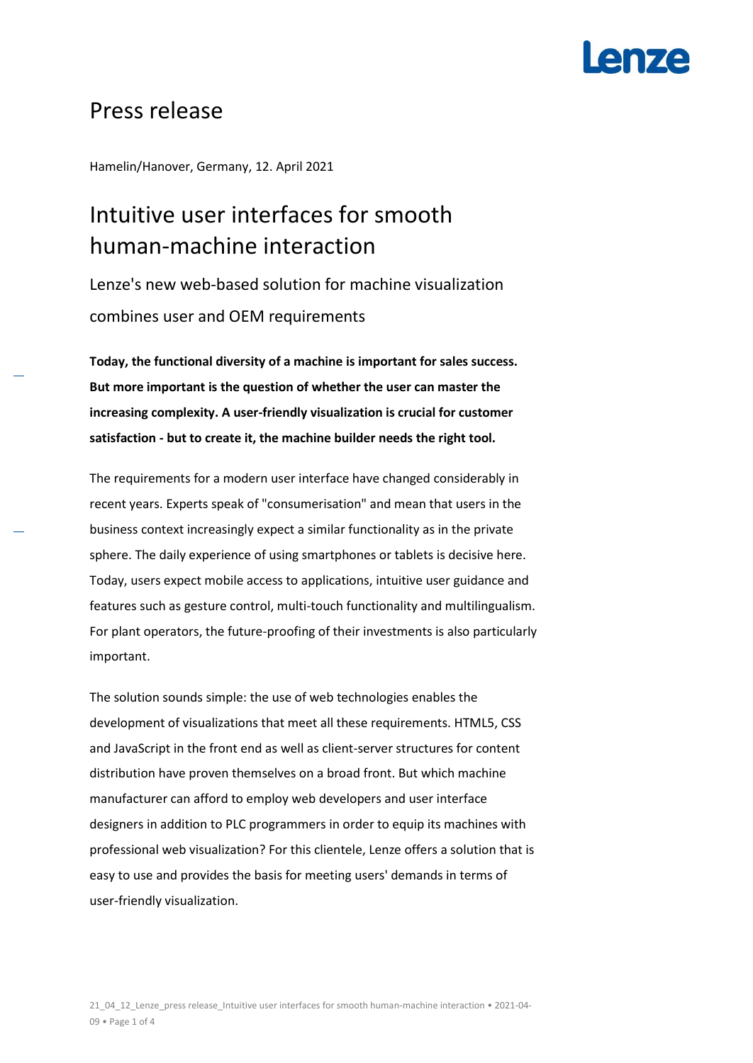# Press release

Hamelin/Hanover, Germany, 12. April 2021

## Intuitive user interfaces for smooth human-machine interaction

### Lenze's new web-based solution for machine visualization combines user and OEM requirements

**Today, the functional diversity of a machine is important for sales success. But more important is the question of whether the user can master the increasing complexity. A user-friendly visualization is crucial for customer satisfaction - but to create it, the machine builder needs the right tool.**

The requirements for a modern user interface have changed considerably in recent years. Experts speak of "consumerisation" and mean that users in the business context increasingly expect a similar functionality as in the private sphere. The daily experience of using smartphones or tablets is decisive here. Today, users expect mobile access to applications, intuitive user guidance and features such as gesture control, multi-touch functionality and multilingualism. For plant operators, the future-proofing of their investments is also particularly important.

The solution sounds simple: the use of web technologies enables the development of visualizations that meet all these requirements. HTML5, CSS and JavaScript in the front end as well as client-server structures for content distribution have proven themselves on a broad front. But which machine manufacturer can afford to employ web developers and user interface designers in addition to PLC programmers in order to equip its machines with professional web visualization? For this clientele, Lenze offers a solution that is easy to use and provides the basis for meeting users' demands in terms of user-friendly visualization.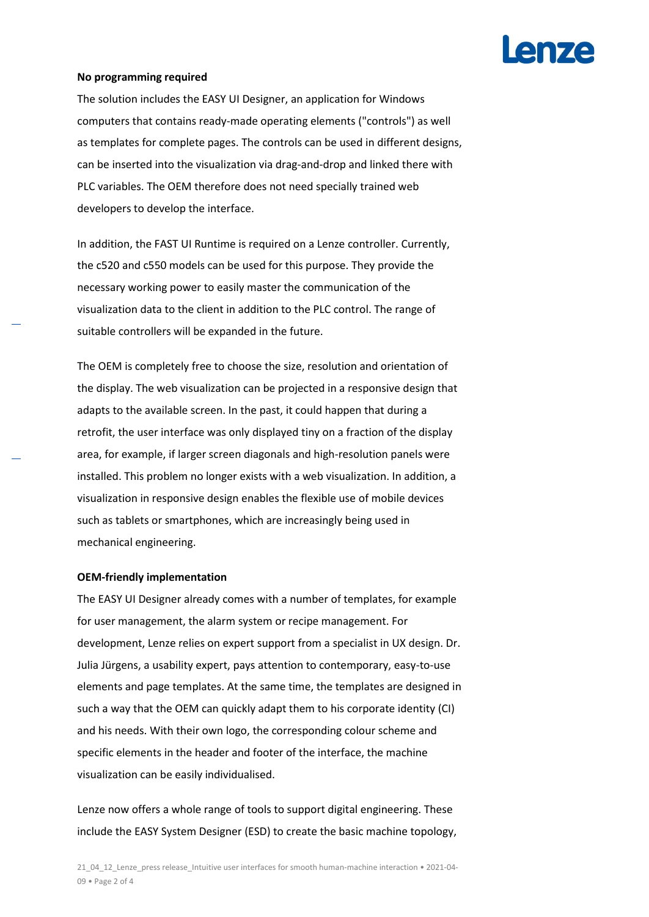**No programming required**

The solution includes the EASY UI Designer, an application for Windows computers that contains ready-made operating elements ("controls") as well as templates for complete pages. The controls can be used in different designs, can be inserted into the visualization via drag-and-drop and linked there with PLC variables. The OEM therefore does not need specially trained web developers to develop the interface.

In addition, the FAST UI Runtime is required on a Lenze controller. Currently, the c520 and c550 models can be used for this purpose. They provide the necessary working power to easily master the communication of the visualization data to the client in addition to the PLC control. The range of suitable controllers will be expanded in the future.

The OEM is completely free to choose the size, resolution and orientation of the display. The web visualization can be projected in a responsive design that adapts to the available screen. In the past, it could happen that during a retrofit, the user interface was only displayed tiny on a fraction of the display area, for example, if larger screen diagonals and high-resolution panels were installed. This problem no longer exists with a web visualization. In addition, a visualization in responsive design enables the flexible use of mobile devices such as tablets or smartphones, which are increasingly being used in mechanical engineering.

**OEM-friendly implementation**

The EASY UI Designer already comes with a number of templates, for example for user management, the alarm system or recipe management. For development, Lenze relies on expert support from a specialist in UX design. Dr. Julia Jürgens, a usability expert, pays attention to contemporary, easy-to-use elements and page templates. At the same time, the templates are designed in such a way that the OEM can quickly adapt them to his corporate identity (CI) and his needs. With their own logo, the corresponding colour scheme and specific elements in the header and footer of the interface, the machine visualization can be easily individualised.

Lenze now offers a whole range of tools to support digital engineering. These include the EASY System Designer (ESD) to create the basic machine topology,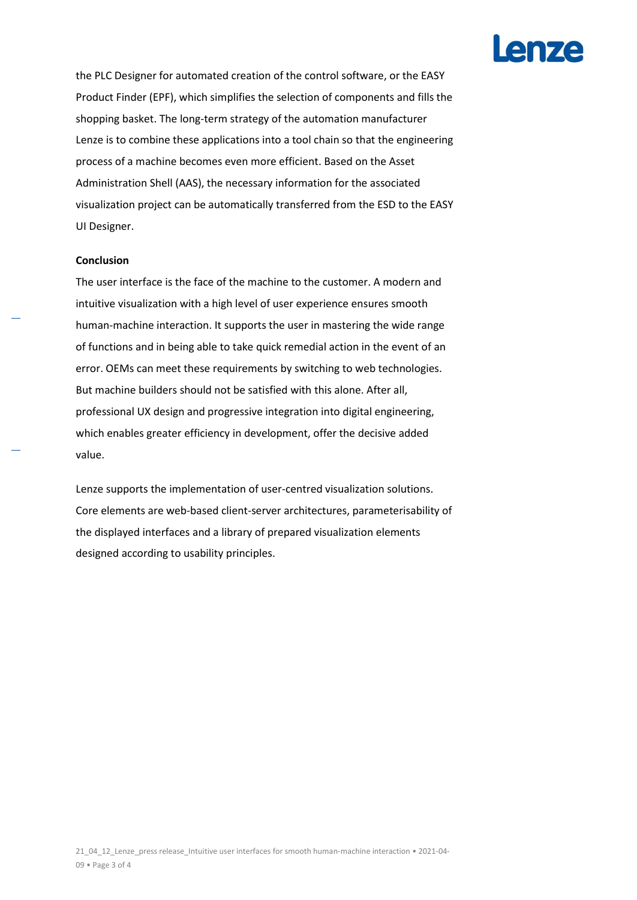the PLC Designer for automated creation of the control software, or the EASY Product Finder (EPF), which simplifies the selection of components and fills the shopping basket. The long-term strategy of the automation manufacturer Lenze is to combine these applications into a tool chain so that the engineering process of a machine becomes even more efficient. Based on the Asset Administration Shell (AAS), the necessary information for the associated visualization project can be automatically transferred from the ESD to the EASY UI Designer.

**Conclusion**

The user interface is the face of the machine to the customer. A modern and intuitive visualization with a high level of user experience ensures smooth human-machine interaction. It supports the user in mastering the wide range of functions and in being able to take quick remedial action in the event of an error. OEMs can meet these requirements by switching to web technologies. But machine builders should not be satisfied with this alone. After all, professional UX design and progressive integration into digital engineering, which enables greater efficiency in development, offer the decisive added value.

Lenze supports the implementation of user-centred visualization solutions. Core elements are web-based client-server architectures, parameterisability of the displayed interfaces and a library of prepared visualization elements designed according to usability principles.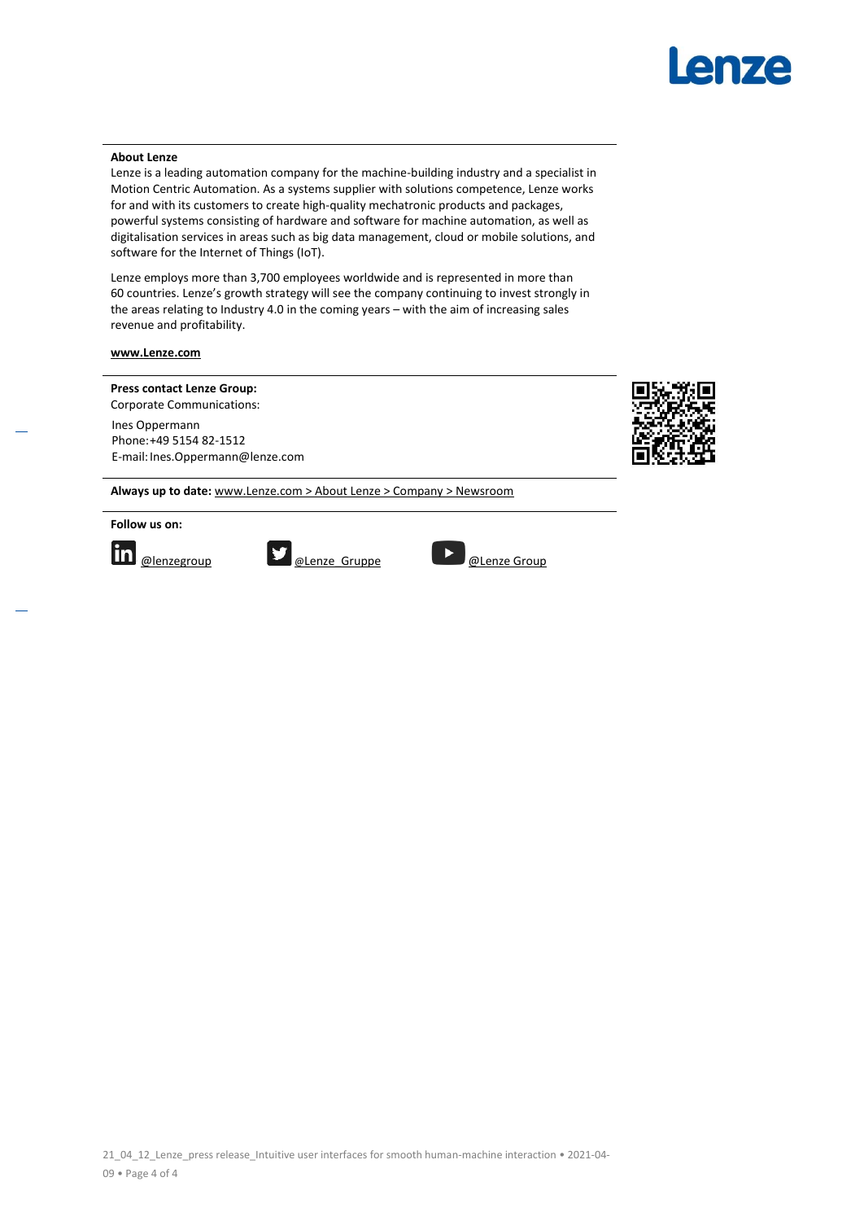**About Lenze**

Lenze is a leading automation company for the machine-building industry and a specialist in Motion Centric Automation. As a systems supplier with solutions competence, Lenze works for and with its customers to create high-quality mechatronic products and packages, powerful systems consisting of hardware and software for machine automation, as well as digitalisation services in areas such as big data management, cloud or mobile solutions, and software for the Internet of Things (IoT).

Lenze employs more than 3,700 employees worldwide and is represented in more than 60 countries. Lenze's growth strategy will see the company continuing to invest strongly in the areas relating to Industry 4.0 in the coming years – with the aim of increasing sales revenue and profitability.

**www.Lenze.com**

**Press contact Lenze Group:**
Corporate Communications:

Ines Oppermann
Phone:+49 5154 82-1512
E-mail: Ines.Oppermann@lenze.com

**Always up to date:** www.Lenze.com > About Lenze > Company > Newsroom

**Follow us on:**

@lenzegroup    @Lenze_Gruppe    @Lenze Group